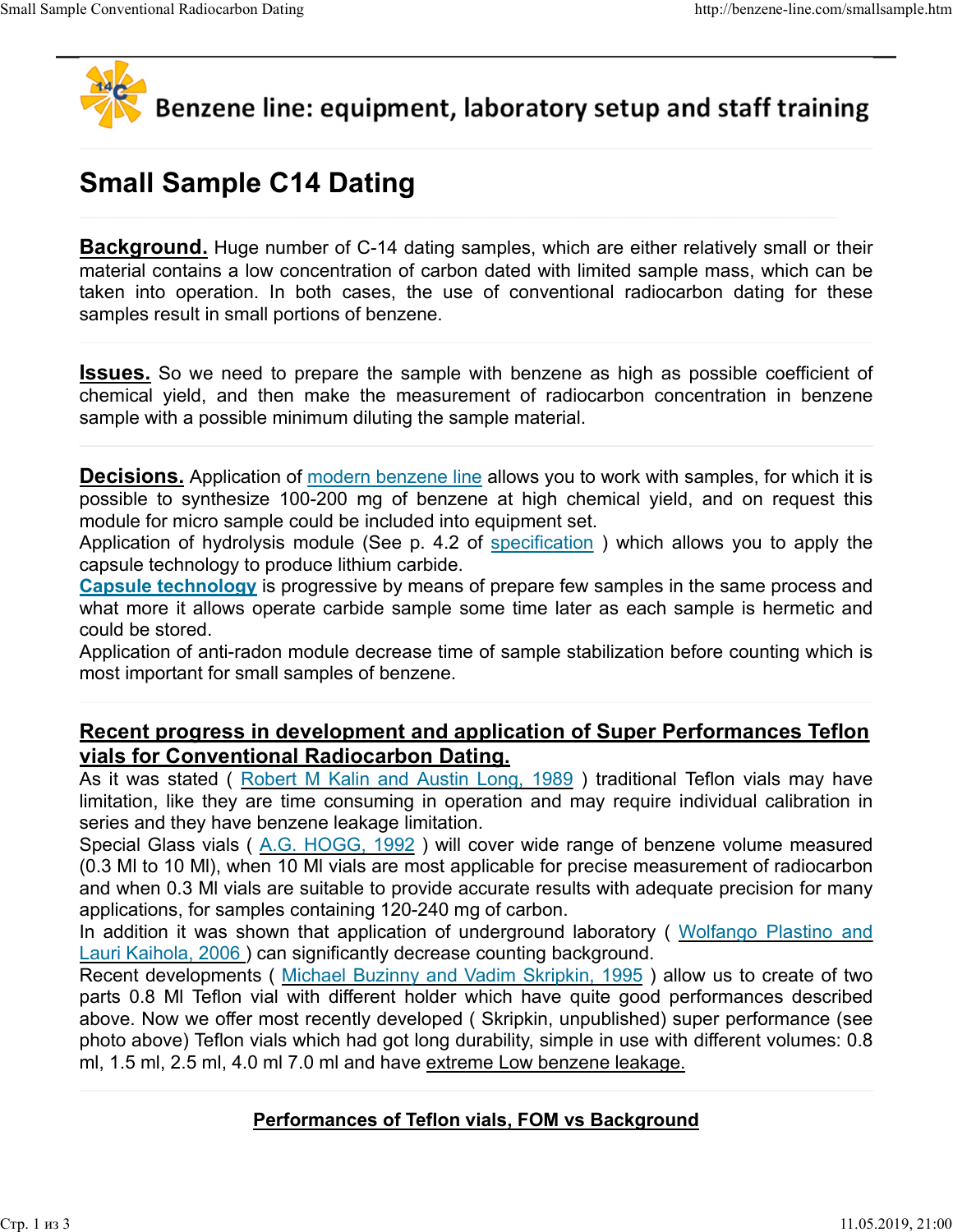Benzene line: equipment, laboratory setup and staff training

# Small Sample C14 Dating

**Background.** Huge number of C-14 dating samples, which are either relatively small or their material contains a low concentration of carbon dated with limited sample mass, which can be taken into operation. In both cases, the use of conventional radiocarbon dating for these samples result in small portions of benzene.

**Issues.** So we need to prepare the sample with benzene as high as possible coefficient of chemical yield, and then make the measurement of radiocarbon concentration in benzene sample with a possible minimum diluting the sample material.

**Decisions.** Application of modern benzene line allows you to work with samples, for which it is possible to synthesize 100-200 mg of benzene at high chemical yield, and on request this module for micro sample could be included into equipment set.
Application of hydrolysis module (See p. 4.2 of specification ) which allows you to apply the capsule technology to produce lithium carbide.
**Capsule technology** is progressive by means of prepare few samples in the same process and what more it allows operate carbide sample some time later as each sample is hermetic and could be stored.
Application of anti-radon module decrease time of sample stabilization before counting which is most important for small samples of benzene.

## Recent progress in development and application of Super Performances Teflon vials for Conventional Radiocarbon Dating.

As it was stated ( Robert M Kalin and Austin Long, 1989 ) traditional Teflon vials may have limitation, like they are time consuming in operation and may require individual calibration in series and they have benzene leakage limitation.
Special Glass vials ( A.G. HOGG, 1992 ) will cover wide range of benzene volume measured (0.3 Ml to 10 Ml), when 10 Ml vials are most applicable for precise measurement of radiocarbon and when 0.3 Ml vials are suitable to provide accurate results with adequate precision for many applications, for samples containing 120-240 mg of carbon.
In addition it was shown that application of underground laboratory ( Wolfango Plastino and Lauri Kaihola, 2006 ) can significantly decrease counting background.
Recent developments ( Michael Buzinny and Vadim Skripkin, 1995 ) allow us to create of two parts 0.8 Ml Teflon vial with different holder which have quite good performances described above. Now we offer most recently developed ( Skripkin, unpublished) super performance (see photo above) Teflon vials which had got long durability, simple in use with different volumes: 0.8 ml, 1.5 ml, 2.5 ml, 4.0 ml 7.0 ml and have extreme Low benzene leakage.

**Performances of Teflon vials, FOM vs Background**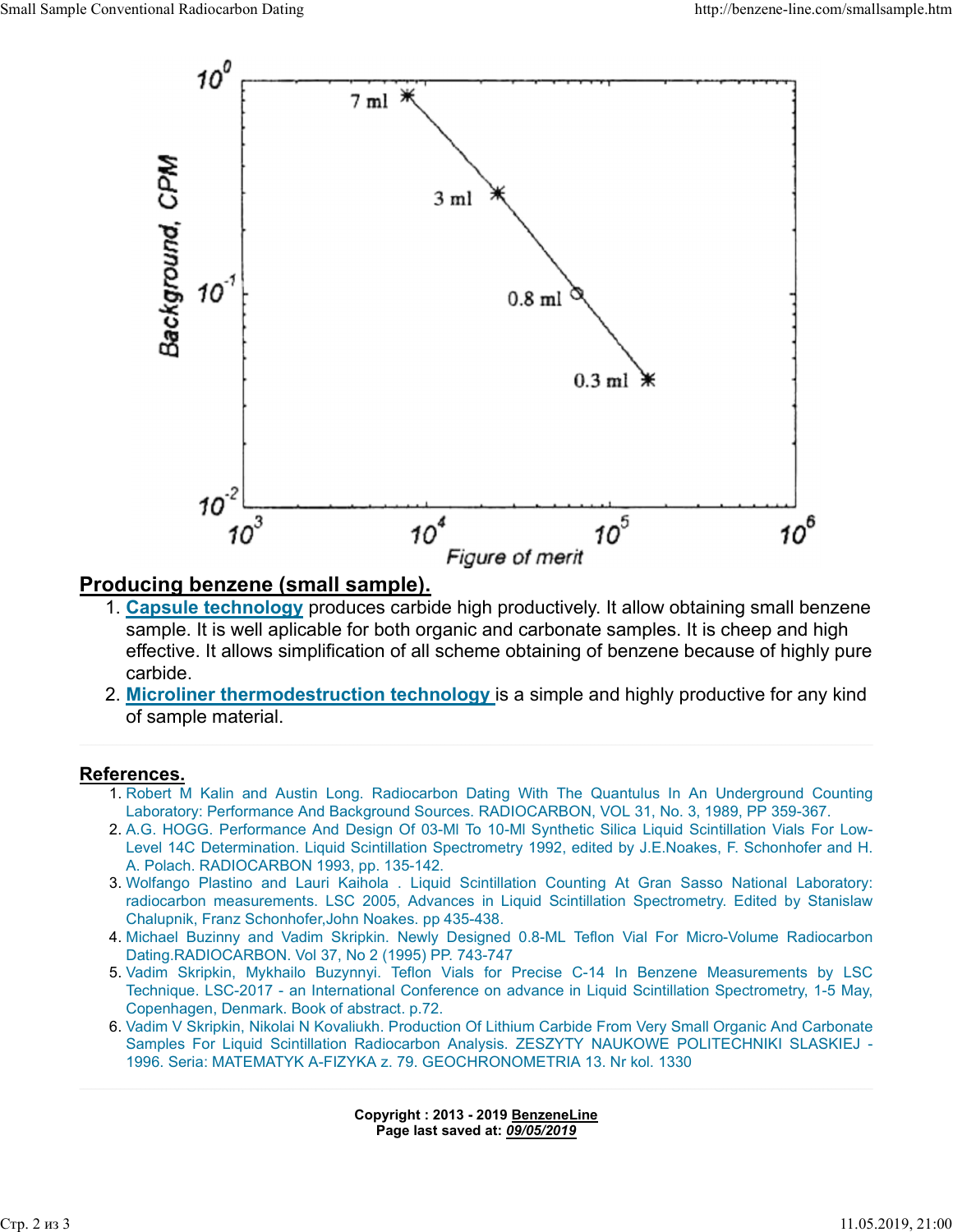Background, CPM

$10^0$

$10^{-1}$

$10^{-2}$

7 ml

3 ml

0.8 ml

0.3 ml

$10^3$

$10^4$

$10^5$

$10^6$

Figure of merit

## Producing benzene (small sample).

1. **Capsule technology** produces carbide high productively. It allow obtaining small benzene sample. It is well aplicable for both organic and carbonate samples. It is cheep and high effective. It allows simplification of all scheme obtaining of benzene because of highly pure carbide.
2. **Microliner thermodestruction technology** is a simple and highly productive for any kind of sample material.

## References.

1. Robert M Kalin and Austin Long. Radiocarbon Dating With The Quantulus In An Underground Counting Laboratory: Performance And Background Sources. RADIOCARBON, VOL 31, No. 3, 1989, PP 359-367.
2. A.G. HOGG. Performance And Design Of 03-Ml To 10-Ml Synthetic Silica Liquid Scintillation Vials For Low-Level 14C Determination. Liquid Scintillation Spectrometry 1992, edited by J.E.Noakes, F. Schonhofer and H. A. Polach. RADIOCARBON 1993, pp. 135-142.
3. Wolfango Plastino and Lauri Kaihola . Liquid Scintillation Counting At Gran Sasso National Laboratory: radiocarbon measurements. LSC 2005, Advances in Liquid Scintillation Spectrometry. Edited by Stanislaw Chalupnik, Franz Schonhofer,John Noakes. pp 435-438.
4. Michael Buzinny and Vadim Skripkin. Newly Designed 0.8-ML Teflon Vial For Micro-Volume Radiocarbon Dating.RADIOCARBON. Vol 37, No 2 (1995) PP. 743-747
5. Vadim Skripkin, Mykhailo Buzynnyi. Teflon Vials for Precise C-14 In Benzene Measurements by LSC Technique. LSC-2017 - an International Conference on advance in Liquid Scintillation Spectrometry, 1-5 May, Copenhagen, Denmark. Book of abstract. p.72.
6. Vadim V Skripkin, Nikolai N Kovaliukh. Production Of Lithium Carbide From Very Small Organic And Carbonate Samples For Liquid Scintillation Radiocarbon Analysis. ZESZYTY NAUKOWE POLITECHNIKI SLASKIEJ - 1996. Seria: MATEMATYK A-FIZYKA z. 79. GEOCHRONOMETRIA 13. Nr kol. 1330

**Copyright : 2013 - 2019 BenzeneLine**
**Page last saved at: *09/05/2019***